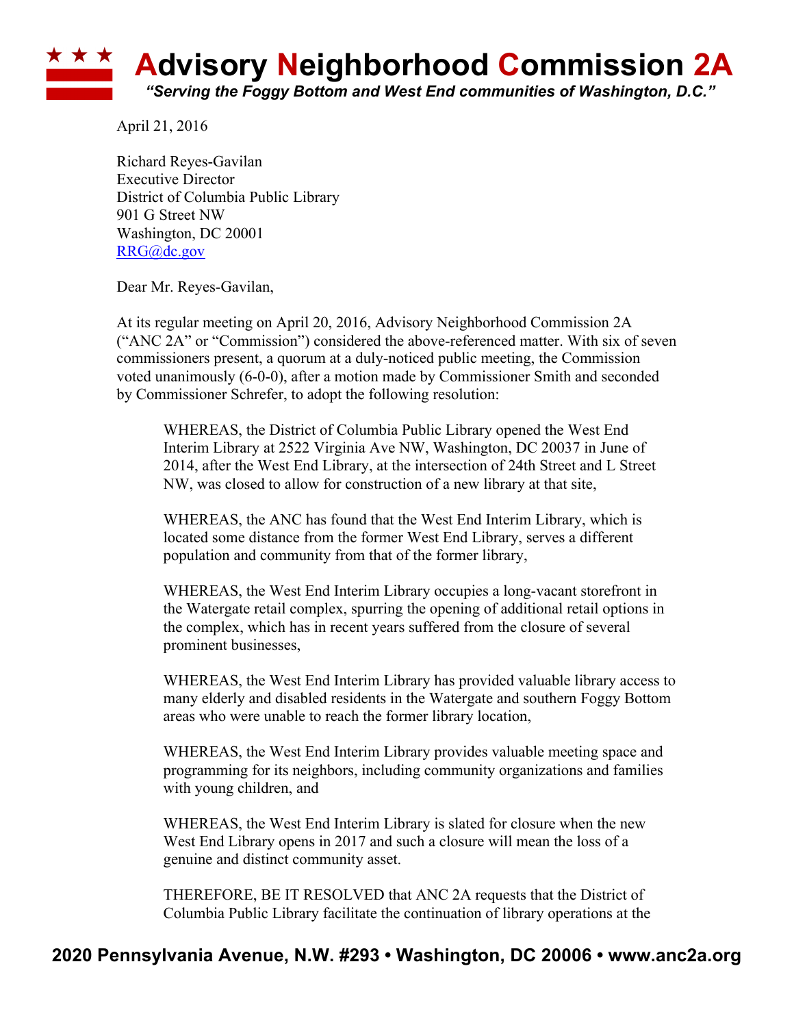# **A**dvisory **N**eighborhood **C**ommission 2A

***"Serving the Foggy Bottom and West End communities of Washington, D.C."***

April 21, 2016

Richard Reyes-Gavilan
Executive Director
District of Columbia Public Library
901 G Street NW
Washington, DC 20001
RRG@dc.gov

Dear Mr. Reyes-Gavilan,

At its regular meeting on April 20, 2016, Advisory Neighborhood Commission 2A ("ANC 2A" or "Commission") considered the above-referenced matter. With six of seven commissioners present, a quorum at a duly-noticed public meeting, the Commission voted unanimously (6-0-0), after a motion made by Commissioner Smith and seconded by Commissioner Schrefer, to adopt the following resolution:

> WHEREAS, the District of Columbia Public Library opened the West End Interim Library at 2522 Virginia Ave NW, Washington, DC 20037 in June of 2014, after the West End Library, at the intersection of 24th Street and L Street NW, was closed to allow for construction of a new library at that site,
>
> WHEREAS, the ANC has found that the West End Interim Library, which is located some distance from the former West End Library, serves a different population and community from that of the former library,
>
> WHEREAS, the West End Interim Library occupies a long-vacant storefront in the Watergate retail complex, spurring the opening of additional retail options in the complex, which has in recent years suffered from the closure of several prominent businesses,
>
> WHEREAS, the West End Interim Library has provided valuable library access to many elderly and disabled residents in the Watergate and southern Foggy Bottom areas who were unable to reach the former library location,
>
> WHEREAS, the West End Interim Library provides valuable meeting space and programming for its neighbors, including community organizations and families with young children, and
>
> WHEREAS, the West End Interim Library is slated for closure when the new West End Library opens in 2017 and such a closure will mean the loss of a genuine and distinct community asset.
>
> THEREFORE, BE IT RESOLVED that ANC 2A requests that the District of Columbia Public Library facilitate the continuation of library operations at the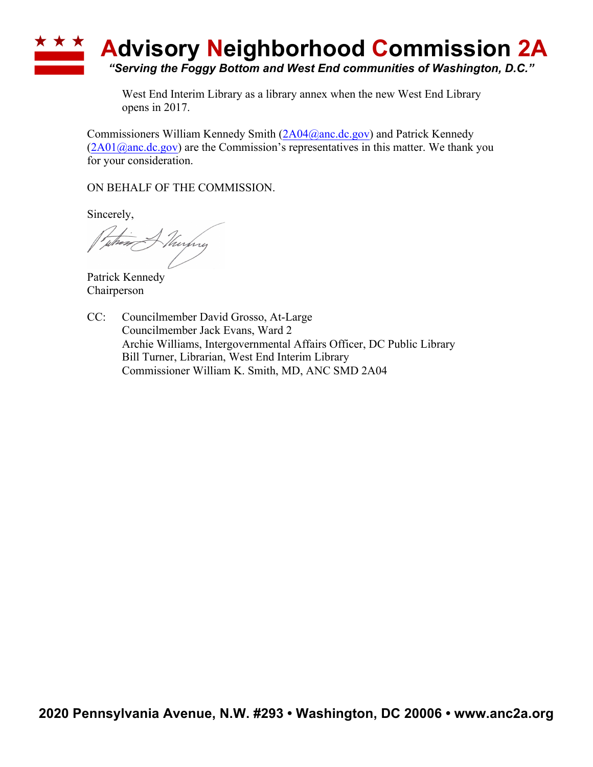West End Interim Library as a library annex when the new West End Library opens in 2017.

Commissioners William Kennedy Smith (2A04@anc.dc.gov) and Patrick Kennedy (2A01@anc.dc.gov) are the Commission's representatives in this matter. We thank you for your consideration.

ON BEHALF OF THE COMMISSION.

Sincerely,

Patrick Kennedy
Chairperson

CC: Councilmember David Grosso, At-Large
Councilmember Jack Evans, Ward 2
Archie Williams, Intergovernmental Affairs Officer, DC Public Library
Bill Turner, Librarian, West End Interim Library
Commissioner William K. Smith, MD, ANC SMD 2A04